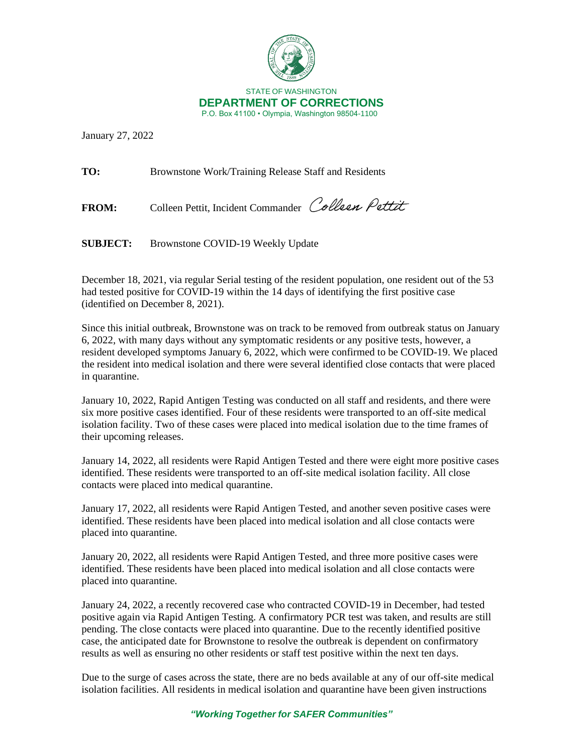STATE OF WASHINGTON
**DEPARTMENT OF CORRECTIONS**
P.O. Box 41100 • Olympia, Washington 98504-1100

January 27, 2022

**TO:** Brownstone Work/Training Release Staff and Residents

**FROM:** Colleen Pettit, Incident Commander *Colleen Pettit*

**SUBJECT:** Brownstone COVID-19 Weekly Update

December 18, 2021, via regular Serial testing of the resident population, one resident out of the 53 had tested positive for COVID-19 within the 14 days of identifying the first positive case (identified on December 8, 2021).

Since this initial outbreak, Brownstone was on track to be removed from outbreak status on January 6, 2022, with many days without any symptomatic residents or any positive tests, however, a resident developed symptoms January 6, 2022, which were confirmed to be COVID-19. We placed the resident into medical isolation and there were several identified close contacts that were placed in quarantine.

January 10, 2022, Rapid Antigen Testing was conducted on all staff and residents, and there were six more positive cases identified. Four of these residents were transported to an off-site medical isolation facility. Two of these cases were placed into medical isolation due to the time frames of their upcoming releases.

January 14, 2022, all residents were Rapid Antigen Tested and there were eight more positive cases identified. These residents were transported to an off-site medical isolation facility. All close contacts were placed into medical quarantine.

January 17, 2022, all residents were Rapid Antigen Tested, and another seven positive cases were identified. These residents have been placed into medical isolation and all close contacts were placed into quarantine.

January 20, 2022, all residents were Rapid Antigen Tested, and three more positive cases were identified. These residents have been placed into medical isolation and all close contacts were placed into quarantine.

January 24, 2022, a recently recovered case who contracted COVID-19 in December, had tested positive again via Rapid Antigen Testing. A confirmatory PCR test was taken, and results are still pending. The close contacts were placed into quarantine. Due to the recently identified positive case, the anticipated date for Brownstone to resolve the outbreak is dependent on confirmatory results as well as ensuring no other residents or staff test positive within the next ten days.

Due to the surge of cases across the state, there are no beds available at any of our off-site medical isolation facilities. All residents in medical isolation and quarantine have been given instructions

*"Working Together for SAFER Communities"*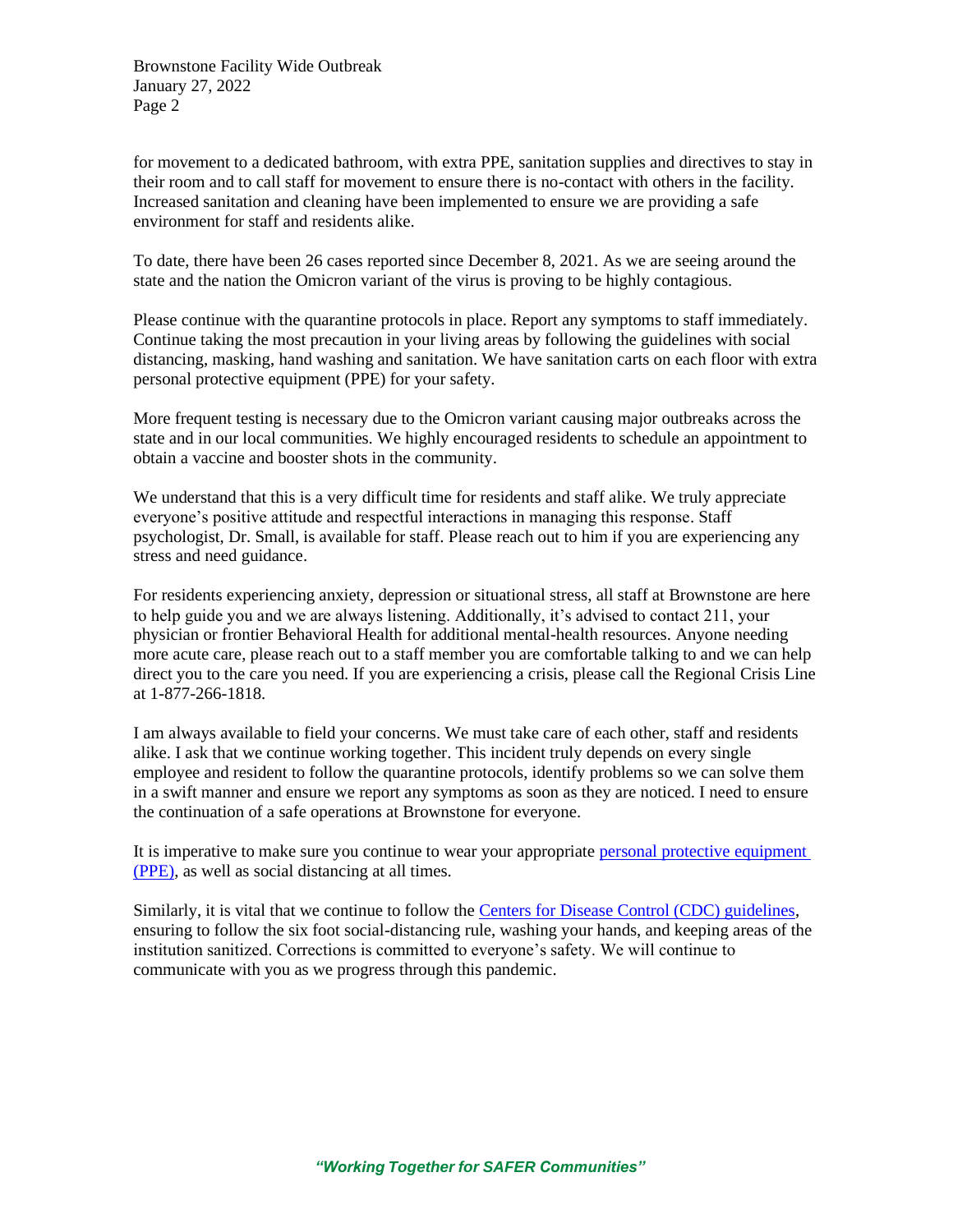for movement to a dedicated bathroom, with extra PPE, sanitation supplies and directives to stay in their room and to call staff for movement to ensure there is no-contact with others in the facility. Increased sanitation and cleaning have been implemented to ensure we are providing a safe environment for staff and residents alike.

To date, there have been 26 cases reported since December 8, 2021. As we are seeing around the state and the nation the Omicron variant of the virus is proving to be highly contagious.

Please continue with the quarantine protocols in place. Report any symptoms to staff immediately. Continue taking the most precaution in your living areas by following the guidelines with social distancing, masking, hand washing and sanitation. We have sanitation carts on each floor with extra personal protective equipment (PPE) for your safety.

More frequent testing is necessary due to the Omicron variant causing major outbreaks across the state and in our local communities. We highly encouraged residents to schedule an appointment to obtain a vaccine and booster shots in the community.

We understand that this is a very difficult time for residents and staff alike. We truly appreciate everyone's positive attitude and respectful interactions in managing this response. Staff psychologist, Dr. Small, is available for staff. Please reach out to him if you are experiencing any stress and need guidance.

For residents experiencing anxiety, depression or situational stress, all staff at Brownstone are here to help guide you and we are always listening. Additionally, it's advised to contact 211, your physician or frontier Behavioral Health for additional mental-health resources. Anyone needing more acute care, please reach out to a staff member you are comfortable talking to and we can help direct you to the care you need. If you are experiencing a crisis, please call the Regional Crisis Line at 1-877-266-1818.

I am always available to field your concerns. We must take care of each other, staff and residents alike. I ask that we continue working together. This incident truly depends on every single employee and resident to follow the quarantine protocols, identify problems so we can solve them in a swift manner and ensure we report any symptoms as soon as they are noticed. I need to ensure the continuation of a safe operations at Brownstone for everyone.

It is imperative to make sure you continue to wear your appropriate personal protective equipment (PPE), as well as social distancing at all times.

Similarly, it is vital that we continue to follow the Centers for Disease Control (CDC) guidelines, ensuring to follow the six foot social-distancing rule, washing your hands, and keeping areas of the institution sanitized. Corrections is committed to everyone's safety. We will continue to communicate with you as we progress through this pandemic.